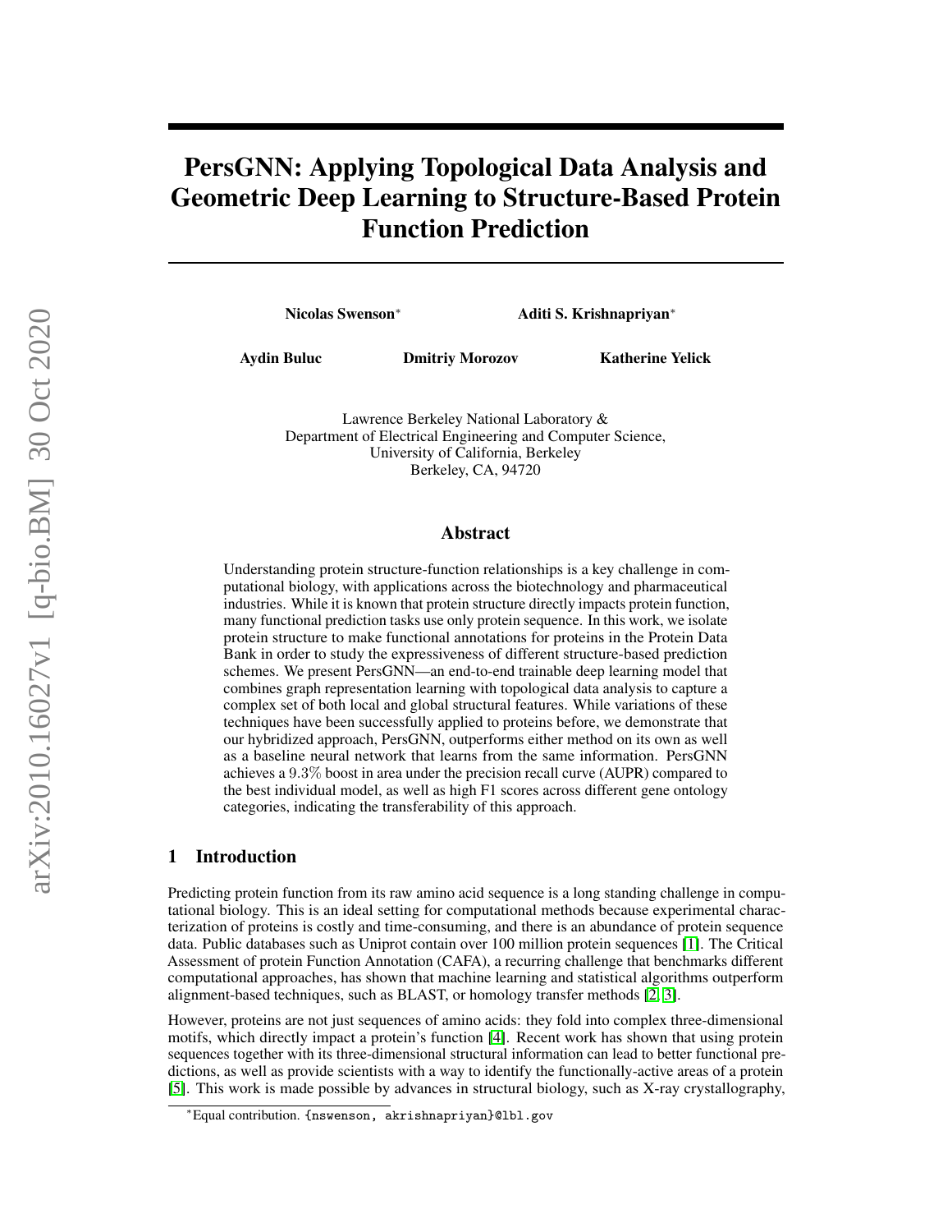# PersGNN: Applying Topological Data Analysis and Geometric Deep Learning to Structure-Based Protein Function Prediction

**Nicolas Swenson*** **Aditi S. Krishnapriyan***

**Aydin Buluc** **Dmitriy Morozov** **Katherine Yelick**

Lawrence Berkeley National Laboratory &
Department of Electrical Engineering and Computer Science,
University of California, Berkeley
Berkeley, CA, 94720

## Abstract

Understanding protein structure-function relationships is a key challenge in computational biology, with applications across the biotechnology and pharmaceutical industries. While it is known that protein structure directly impacts protein function, many functional prediction tasks use only protein sequence. In this work, we isolate protein structure to make functional annotations for proteins in the Protein Data Bank in order to study the expressiveness of different structure-based prediction schemes. We present PersGNN—an end-to-end trainable deep learning model that combines graph representation learning with topological data analysis to capture a complex set of both local and global structural features. While variations of these techniques have been successfully applied to proteins before, we demonstrate that our hybridized approach, PersGNN, outperforms either method on its own as well as a baseline neural network that learns from the same information. PersGNN achieves a $9.3\%$ boost in area under the precision recall curve (AUPR) compared to the best individual model, as well as high F1 scores across different gene ontology categories, indicating the transferability of this approach.

## 1 Introduction

Predicting protein function from its raw amino acid sequence is a long standing challenge in computational biology. This is an ideal setting for computational methods because experimental characterization of proteins is costly and time-consuming, and there is an abundance of protein sequence data. Public databases such as Uniprot contain over 100 million protein sequences [1]. The Critical Assessment of protein Function Annotation (CAFA), a recurring challenge that benchmarks different computational approaches, has shown that machine learning and statistical algorithms outperform alignment-based techniques, such as BLAST, or homology transfer methods [2, 3].

However, proteins are not just sequences of amino acids: they fold into complex three-dimensional motifs, which directly impact a protein's function [4]. Recent work has shown that using protein sequences together with its three-dimensional structural information can lead to better functional predictions, as well as provide scientists with a way to identify the functionally-active areas of a protein [5]. This work is made possible by advances in structural biology, such as X-ray crystallography,

*Equal contribution. {nswenson, akrishnapriyan}@lbl.gov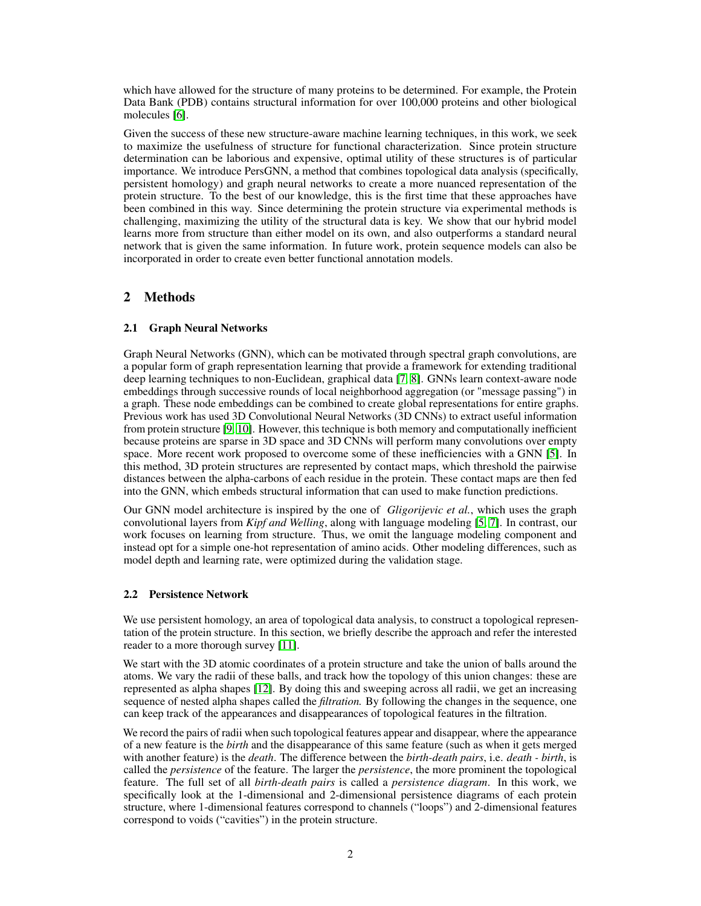which have allowed for the structure of many proteins to be determined. For example, the Protein Data Bank (PDB) contains structural information for over 100,000 proteins and other biological molecules [6].

Given the success of these new structure-aware machine learning techniques, in this work, we seek to maximize the usefulness of structure for functional characterization. Since protein structure determination can be laborious and expensive, optimal utility of these structures is of particular importance. We introduce PersGNN, a method that combines topological data analysis (specifically, persistent homology) and graph neural networks to create a more nuanced representation of the protein structure. To the best of our knowledge, this is the first time that these approaches have been combined in this way. Since determining the protein structure via experimental methods is challenging, maximizing the utility of the structural data is key. We show that our hybrid model learns more from structure than either model on its own, and also outperforms a standard neural network that is given the same information. In future work, protein sequence models can also be incorporated in order to create even better functional annotation models.

## 2 Methods

### 2.1 Graph Neural Networks

Graph Neural Networks (GNN), which can be motivated through spectral graph convolutions, are a popular form of graph representation learning that provide a framework for extending traditional deep learning techniques to non-Euclidean, graphical data [7, 8]. GNNs learn context-aware node embeddings through successive rounds of local neighborhood aggregation (or "message passing") in a graph. These node embeddings can be combined to create global representations for entire graphs. Previous work has used 3D Convolutional Neural Networks (3D CNNs) to extract useful information from protein structure [9, 10]. However, this technique is both memory and computationally inefficient because proteins are sparse in 3D space and 3D CNNs will perform many convolutions over empty space. More recent work proposed to overcome some of these inefficiencies with a GNN [5]. In this method, 3D protein structures are represented by contact maps, which threshold the pairwise distances between the alpha-carbons of each residue in the protein. These contact maps are then fed into the GNN, which embeds structural information that can used to make function predictions.

Our GNN model architecture is inspired by the one of *Gligorijevic et al.*, which uses the graph convolutional layers from *Kipf and Welling*, along with language modeling [5, 7]. In contrast, our work focuses on learning from structure. Thus, we omit the language modeling component and instead opt for a simple one-hot representation of amino acids. Other modeling differences, such as model depth and learning rate, were optimized during the validation stage.

### 2.2 Persistence Network

We use persistent homology, an area of topological data analysis, to construct a topological representation of the protein structure. In this section, we briefly describe the approach and refer the interested reader to a more thorough survey [11].

We start with the 3D atomic coordinates of a protein structure and take the union of balls around the atoms. We vary the radii of these balls, and track how the topology of this union changes: these are represented as alpha shapes [12]. By doing this and sweeping across all radii, we get an increasing sequence of nested alpha shapes called the *filtration.* By following the changes in the sequence, one can keep track of the appearances and disappearances of topological features in the filtration.

We record the pairs of radii when such topological features appear and disappear, where the appearance of a new feature is the *birth* and the disappearance of this same feature (such as when it gets merged with another feature) is the *death*. The difference between the *birth-death pairs*, i.e. *death - birth*, is called the *persistence* of the feature. The larger the *persistence*, the more prominent the topological feature. The full set of all *birth-death pairs* is called a *persistence diagram*. In this work, we specifically look at the 1-dimensional and 2-dimensional persistence diagrams of each protein structure, where 1-dimensional features correspond to channels ("loops") and 2-dimensional features correspond to voids ("cavities") in the protein structure.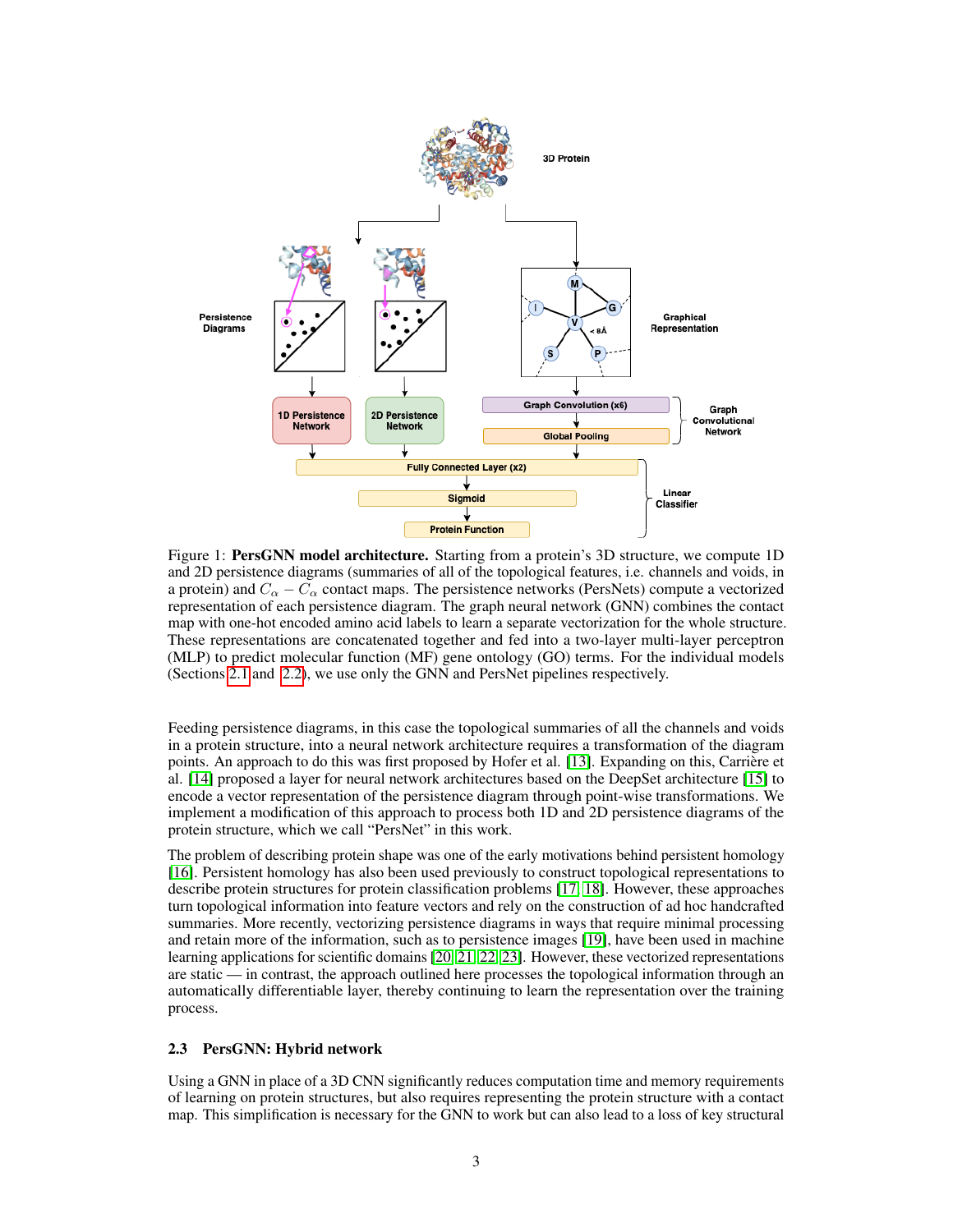Figure 1: **PersGNN model architecture.** Starting from a protein's 3D structure, we compute 1D and 2D persistence diagrams (summaries of all of the topological features, i.e. channels and voids, in a protein) and $C_\alpha - C_\alpha$ contact maps. The persistence networks (PersNets) compute a vectorized representation of each persistence diagram. The graph neural network (GNN) combines the contact map with one-hot encoded amino acid labels to learn a separate vectorization for the whole structure. These representations are concatenated together and fed into a two-layer multi-layer perceptron (MLP) to predict molecular function (MF) gene ontology (GO) terms. For the individual models (Sections 2.1 and 2.2), we use only the GNN and PersNet pipelines respectively.

Feeding persistence diagrams, in this case the topological summaries of all the channels and voids in a protein structure, into a neural network architecture requires a transformation of the diagram points. An approach to do this was first proposed by Hofer et al. [13]. Expanding on this, Carrière et al. [14] proposed a layer for neural network architectures based on the DeepSet architecture [15] to encode a vector representation of the persistence diagram through point-wise transformations. We implement a modification of this approach to process both 1D and 2D persistence diagrams of the protein structure, which we call "PersNet" in this work.

The problem of describing protein shape was one of the early motivations behind persistent homology [16]. Persistent homology has also been used previously to construct topological representations to describe protein structures for protein classification problems [17, 18]. However, these approaches turn topological information into feature vectors and rely on the construction of ad hoc handcrafted summaries. More recently, vectorizing persistence diagrams in ways that require minimal processing and retain more of the information, such as to persistence images [19], have been used in machine learning applications for scientific domains [20, 21, 22, 23]. However, these vectorized representations are static — in contrast, the approach outlined here processes the topological information through an automatically differentiable layer, thereby continuing to learn the representation over the training process.

### 2.3 PersGNN: Hybrid network

Using a GNN in place of a 3D CNN significantly reduces computation time and memory requirements of learning on protein structures, but also requires representing the protein structure with a contact map. This simplification is necessary for the GNN to work but can also lead to a loss of key structural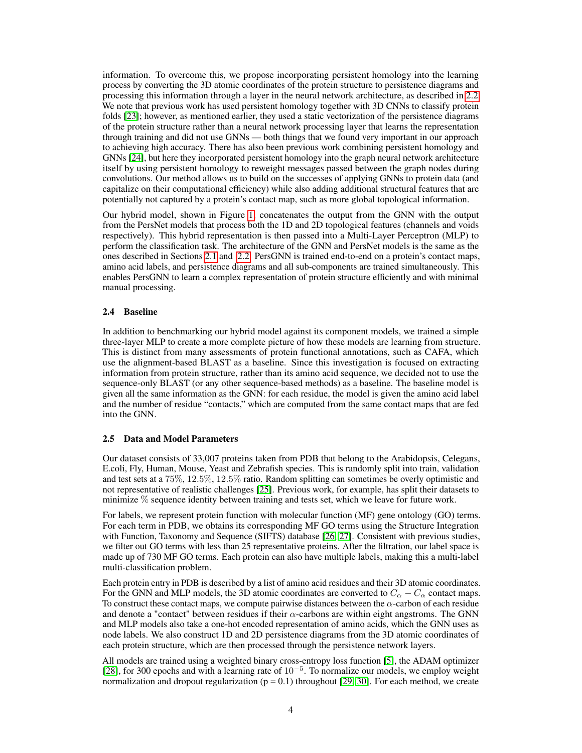information. To overcome this, we propose incorporating persistent homology into the learning process by converting the 3D atomic coordinates of the protein structure to persistence diagrams and processing this information through a layer in the neural network architecture, as described in 2.2. We note that previous work has used persistent homology together with 3D CNNs to classify protein folds [23]; however, as mentioned earlier, they used a static vectorization of the persistence diagrams of the protein structure rather than a neural network processing layer that learns the representation through training and did not use GNNs — both things that we found very important in our approach to achieving high accuracy. There has also been previous work combining persistent homology and GNNs [24], but here they incorporated persistent homology into the graph neural network architecture itself by using persistent homology to reweight messages passed between the graph nodes during convolutions. Our method allows us to build on the successes of applying GNNs to protein data (and capitalize on their computational efficiency) while also adding additional structural features that are potentially not captured by a protein's contact map, such as more global topological information.

Our hybrid model, shown in Figure 1, concatenates the output from the GNN with the output from the PersNet models that process both the 1D and 2D topological features (channels and voids respectively). This hybrid representation is then passed into a Multi-Layer Perceptron (MLP) to perform the classification task. The architecture of the GNN and PersNet models is the same as the ones described in Sections 2.1 and 2.2. PersGNN is trained end-to-end on a protein's contact maps, amino acid labels, and persistence diagrams and all sub-components are trained simultaneously. This enables PersGNN to learn a complex representation of protein structure efficiently and with minimal manual processing.

### 2.4 Baseline

In addition to benchmarking our hybrid model against its component models, we trained a simple three-layer MLP to create a more complete picture of how these models are learning from structure. This is distinct from many assessments of protein functional annotations, such as CAFA, which use the alignment-based BLAST as a baseline. Since this investigation is focused on extracting information from protein structure, rather than its amino acid sequence, we decided not to use the sequence-only BLAST (or any other sequence-based methods) as a baseline. The baseline model is given all the same information as the GNN: for each residue, the model is given the amino acid label and the number of residue "contacts," which are computed from the same contact maps that are fed into the GNN.

### 2.5 Data and Model Parameters

Our dataset consists of 33,007 proteins taken from PDB that belong to the Arabidopsis, Celegans, E.coli, Fly, Human, Mouse, Yeast and Zebrafish species. This is randomly split into train, validation and test sets at a 75%, 12.5%, 12.5% ratio. Random splitting can sometimes be overly optimistic and not representative of realistic challenges [25]. Previous work, for example, has split their datasets to minimize % sequence identity between training and tests set, which we leave for future work.

For labels, we represent protein function with molecular function (MF) gene ontology (GO) terms. For each term in PDB, we obtains its corresponding MF GO terms using the Structure Integration with Function, Taxonomy and Sequence (SIFTS) database [26, 27]. Consistent with previous studies, we filter out GO terms with less than 25 representative proteins. After the filtration, our label space is made up of 730 MF GO terms. Each protein can also have multiple labels, making this a multi-label multi-classification problem.

Each protein entry in PDB is described by a list of amino acid residues and their 3D atomic coordinates. For the GNN and MLP models, the 3D atomic coordinates are converted to $C_\alpha - C_\alpha$ contact maps. To construct these contact maps, we compute pairwise distances between the $\alpha$-carbon of each residue and denote a "contact" between residues if their $\alpha$-carbons are within eight angstroms. The GNN and MLP models also take a one-hot encoded representation of amino acids, which the GNN uses as node labels. We also construct 1D and 2D persistence diagrams from the 3D atomic coordinates of each protein structure, which are then processed through the persistence network layers.

All models are trained using a weighted binary cross-entropy loss function [5], the ADAM optimizer [28], for 300 epochs and with a learning rate of $10^{-5}$. To normalize our models, we employ weight normalization and dropout regularization (p = 0.1) throughout [29, 30]. For each method, we create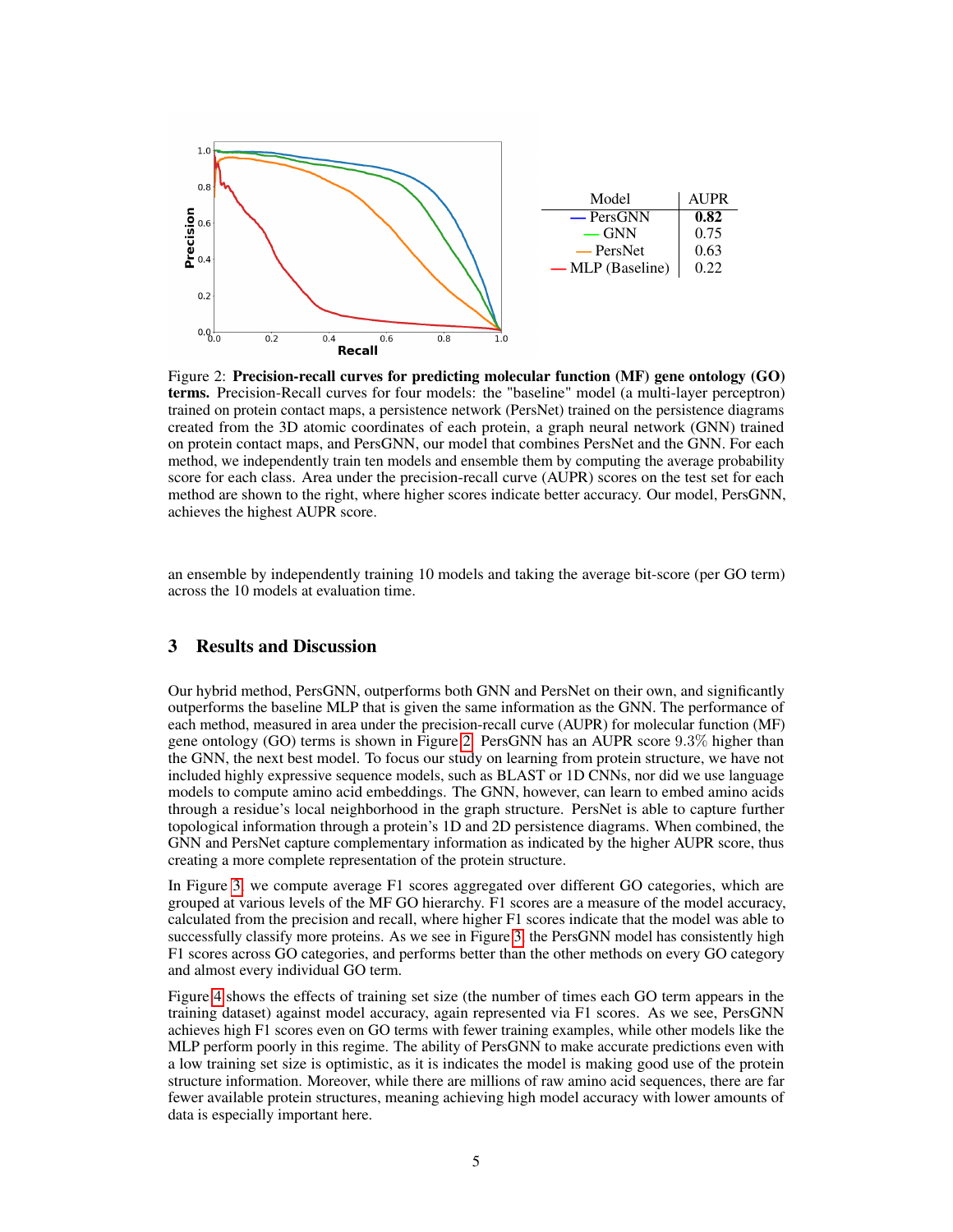| Model | AUPR |
| --- | --- |
| — PersGNN | **0.82** |
| — GNN | 0.75 |
| — PersNet | 0.63 |
| — MLP (Baseline) | 0.22 |

Figure 2: **Precision-recall curves for predicting molecular function (MF) gene ontology (GO) terms.** Precision-Recall curves for four models: the "baseline" model (a multi-layer perceptron) trained on protein contact maps, a persistence network (PersNet) trained on the persistence diagrams created from the 3D atomic coordinates of each protein, a graph neural network (GNN) trained on protein contact maps, and PersGNN, our model that combines PersNet and the GNN. For each method, we independently train ten models and ensemble them by computing the average probability score for each class. Area under the precision-recall curve (AUPR) scores on the test set for each method are shown to the right, where higher scores indicate better accuracy. Our model, PersGNN, achieves the highest AUPR score.

an ensemble by independently training 10 models and taking the average bit-score (per GO term) across the 10 models at evaluation time.

## 3 Results and Discussion

Our hybrid method, PersGNN, outperforms both GNN and PersNet on their own, and significantly outperforms the baseline MLP that is given the same information as the GNN. The performance of each method, measured in area under the precision-recall curve (AUPR) for molecular function (MF) gene ontology (GO) terms is shown in Figure 2. PersGNN has an AUPR score 9.3% higher than the GNN, the next best model. To focus our study on learning from protein structure, we have not included highly expressive sequence models, such as BLAST or 1D CNNs, nor did we use language models to compute amino acid embeddings. The GNN, however, can learn to embed amino acids through a residue's local neighborhood in the graph structure. PersNet is able to capture further topological information through a protein's 1D and 2D persistence diagrams. When combined, the GNN and PersNet capture complementary information as indicated by the higher AUPR score, thus creating a more complete representation of the protein structure.

In Figure 3, we compute average F1 scores aggregated over different GO categories, which are grouped at various levels of the MF GO hierarchy. F1 scores are a measure of the model accuracy, calculated from the precision and recall, where higher F1 scores indicate that the model was able to successfully classify more proteins. As we see in Figure 3, the PersGNN model has consistently high F1 scores across GO categories, and performs better than the other methods on every GO category and almost every individual GO term.

Figure 4 shows the effects of training set size (the number of times each GO term appears in the training dataset) against model accuracy, again represented via F1 scores. As we see, PersGNN achieves high F1 scores even on GO terms with fewer training examples, while other models like the MLP perform poorly in this regime. The ability of PersGNN to make accurate predictions even with a low training set size is optimistic, as it is indicates the model is making good use of the protein structure information. Moreover, while there are millions of raw amino acid sequences, there are far fewer available protein structures, meaning achieving high model accuracy with lower amounts of data is especially important here.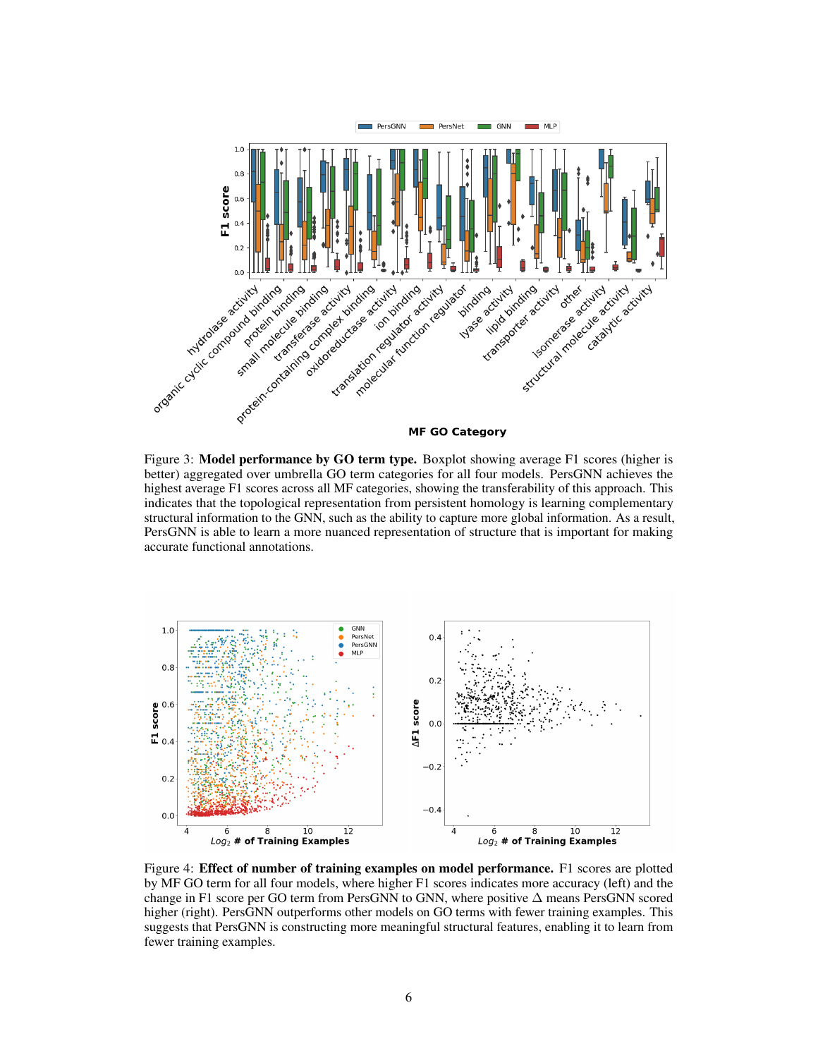Figure 3: **Model performance by GO term type.** Boxplot showing average F1 scores (higher is better) aggregated over umbrella GO term categories for all four models. PersGNN achieves the highest average F1 scores across all MF categories, showing the transferability of this approach. This indicates that the topological representation from persistent homology is learning complementary structural information to the GNN, such as the ability to capture more global information. As a result, PersGNN is able to learn a more nuanced representation of structure that is important for making accurate functional annotations.

Figure 4: **Effect of number of training examples on model performance.** F1 scores are plotted by MF GO term for all four models, where higher F1 scores indicates more accuracy (left) and the change in F1 score per GO term from PersGNN to GNN, where positive $\Delta$ means PersGNN scored higher (right). PersGNN outperforms other models on GO terms with fewer training examples. This suggests that PersGNN is constructing more meaningful structural features, enabling it to learn from fewer training examples.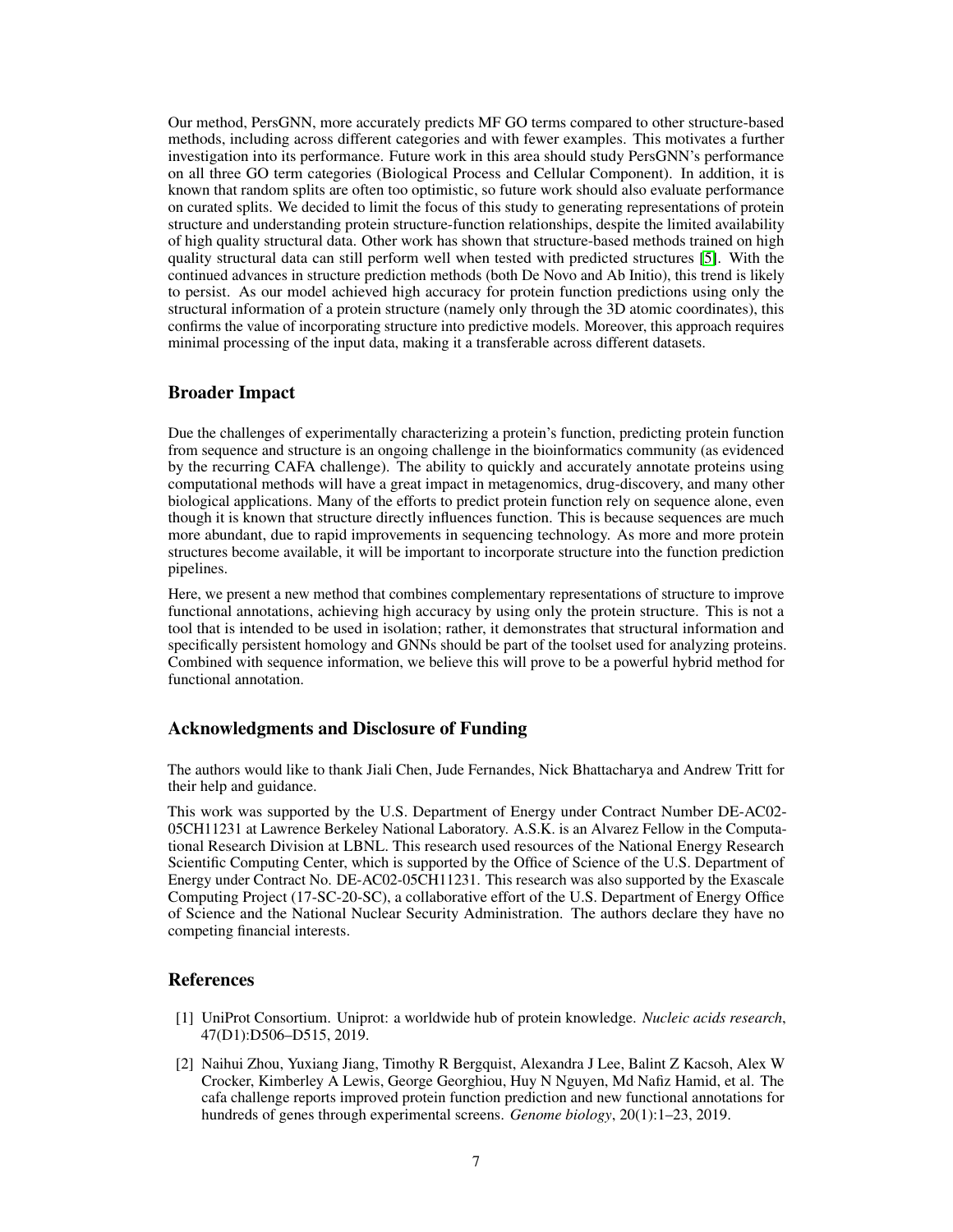Our method, PersGNN, more accurately predicts MF GO terms compared to other structure-based methods, including across different categories and with fewer examples. This motivates a further investigation into its performance. Future work in this area should study PersGNN's performance on all three GO term categories (Biological Process and Cellular Component). In addition, it is known that random splits are often too optimistic, so future work should also evaluate performance on curated splits. We decided to limit the focus of this study to generating representations of protein structure and understanding protein structure-function relationships, despite the limited availability of high quality structural data. Other work has shown that structure-based methods trained on high quality structural data can still perform well when tested with predicted structures [5]. With the continued advances in structure prediction methods (both De Novo and Ab Initio), this trend is likely to persist. As our model achieved high accuracy for protein function predictions using only the structural information of a protein structure (namely only through the 3D atomic coordinates), this confirms the value of incorporating structure into predictive models. Moreover, this approach requires minimal processing of the input data, making it a transferable across different datasets.

## Broader Impact

Due the challenges of experimentally characterizing a protein's function, predicting protein function from sequence and structure is an ongoing challenge in the bioinformatics community (as evidenced by the recurring CAFA challenge). The ability to quickly and accurately annotate proteins using computational methods will have a great impact in metagenomics, drug-discovery, and many other biological applications. Many of the efforts to predict protein function rely on sequence alone, even though it is known that structure directly influences function. This is because sequences are much more abundant, due to rapid improvements in sequencing technology. As more and more protein structures become available, it will be important to incorporate structure into the function prediction pipelines.

Here, we present a new method that combines complementary representations of structure to improve functional annotations, achieving high accuracy by using only the protein structure. This is not a tool that is intended to be used in isolation; rather, it demonstrates that structural information and specifically persistent homology and GNNs should be part of the toolset used for analyzing proteins. Combined with sequence information, we believe this will prove to be a powerful hybrid method for functional annotation.

## Acknowledgments and Disclosure of Funding

The authors would like to thank Jiali Chen, Jude Fernandes, Nick Bhattacharya and Andrew Tritt for their help and guidance.

This work was supported by the U.S. Department of Energy under Contract Number DE-AC02-05CH11231 at Lawrence Berkeley National Laboratory. A.S.K. is an Alvarez Fellow in the Computational Research Division at LBNL. This research used resources of the National Energy Research Scientific Computing Center, which is supported by the Office of Science of the U.S. Department of Energy under Contract No. DE-AC02-05CH11231. This research was also supported by the Exascale Computing Project (17-SC-20-SC), a collaborative effort of the U.S. Department of Energy Office of Science and the National Nuclear Security Administration. The authors declare they have no competing financial interests.

## References

[1] UniProt Consortium. Uniprot: a worldwide hub of protein knowledge. *Nucleic acids research*, 47(D1):D506–D515, 2019.

[2] Naihui Zhou, Yuxiang Jiang, Timothy R Bergquist, Alexandra J Lee, Balint Z Kacsoh, Alex W Crocker, Kimberley A Lewis, George Georghiou, Huy N Nguyen, Md Nafiz Hamid, et al. The cafa challenge reports improved protein function prediction and new functional annotations for hundreds of genes through experimental screens. *Genome biology*, 20(1):1–23, 2019.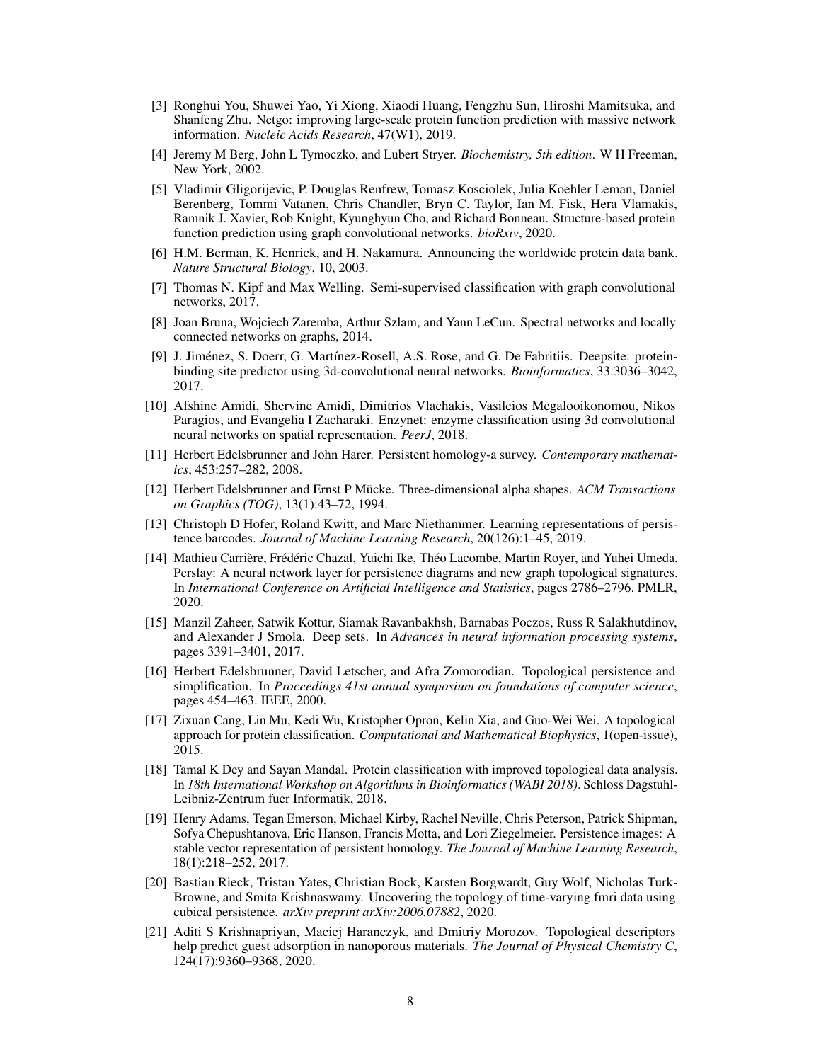[3] Ronghui You, Shuwei Yao, Yi Xiong, Xiaodi Huang, Fengzhu Sun, Hiroshi Mamitsuka, and Shanfeng Zhu. Netgo: improving large-scale protein function prediction with massive network information. *Nucleic Acids Research*, 47(W1), 2019.

[4] Jeremy M Berg, John L Tymoczko, and Lubert Stryer. *Biochemistry, 5th edition*. W H Freeman, New York, 2002.

[5] Vladimir Gligorijevic, P. Douglas Renfrew, Tomasz Kosciolek, Julia Koehler Leman, Daniel Berenberg, Tommi Vatanen, Chris Chandler, Bryn C. Taylor, Ian M. Fisk, Hera Vlamakis, Ramnik J. Xavier, Rob Knight, Kyunghyun Cho, and Richard Bonneau. Structure-based protein function prediction using graph convolutional networks. *bioRxiv*, 2020.

[6] H.M. Berman, K. Henrick, and H. Nakamura. Announcing the worldwide protein data bank. *Nature Structural Biology*, 10, 2003.

[7] Thomas N. Kipf and Max Welling. Semi-supervised classification with graph convolutional networks, 2017.

[8] Joan Bruna, Wojciech Zaremba, Arthur Szlam, and Yann LeCun. Spectral networks and locally connected networks on graphs, 2014.

[9] J. Jiménez, S. Doerr, G. Martínez-Rosell, A.S. Rose, and G. De Fabritiis. Deepsite: protein-binding site predictor using 3d-convolutional neural networks. *Bioinformatics*, 33:3036–3042, 2017.

[10] Afshine Amidi, Shervine Amidi, Dimitrios Vlachakis, Vasileios Megalooikonomou, Nikos Paragios, and Evangelia I Zacharaki. Enzynet: enzyme classification using 3d convolutional neural networks on spatial representation. *PeerJ*, 2018.

[11] Herbert Edelsbrunner and John Harer. Persistent homology-a survey. *Contemporary mathematics*, 453:257–282, 2008.

[12] Herbert Edelsbrunner and Ernst P Mücke. Three-dimensional alpha shapes. *ACM Transactions on Graphics (TOG)*, 13(1):43–72, 1994.

[13] Christoph D Hofer, Roland Kwitt, and Marc Niethammer. Learning representations of persistence barcodes. *Journal of Machine Learning Research*, 20(126):1–45, 2019.

[14] Mathieu Carrière, Frédéric Chazal, Yuichi Ike, Théo Lacombe, Martin Royer, and Yuhei Umeda. Perslay: A neural network layer for persistence diagrams and new graph topological signatures. In *International Conference on Artificial Intelligence and Statistics*, pages 2786–2796. PMLR, 2020.

[15] Manzil Zaheer, Satwik Kottur, Siamak Ravanbakhsh, Barnabas Poczos, Russ R Salakhutdinov, and Alexander J Smola. Deep sets. In *Advances in neural information processing systems*, pages 3391–3401, 2017.

[16] Herbert Edelsbrunner, David Letscher, and Afra Zomorodian. Topological persistence and simplification. In *Proceedings 41st annual symposium on foundations of computer science*, pages 454–463. IEEE, 2000.

[17] Zixuan Cang, Lin Mu, Kedi Wu, Kristopher Opron, Kelin Xia, and Guo-Wei Wei. A topological approach for protein classification. *Computational and Mathematical Biophysics*, 1(open-issue), 2015.

[18] Tamal K Dey and Sayan Mandal. Protein classification with improved topological data analysis. In *18th International Workshop on Algorithms in Bioinformatics (WABI 2018)*. Schloss Dagstuhl-Leibniz-Zentrum fuer Informatik, 2018.

[19] Henry Adams, Tegan Emerson, Michael Kirby, Rachel Neville, Chris Peterson, Patrick Shipman, Sofya Chepushtanova, Eric Hanson, Francis Motta, and Lori Ziegelmeier. Persistence images: A stable vector representation of persistent homology. *The Journal of Machine Learning Research*, 18(1):218–252, 2017.

[20] Bastian Rieck, Tristan Yates, Christian Bock, Karsten Borgwardt, Guy Wolf, Nicholas Turk-Browne, and Smita Krishnaswamy. Uncovering the topology of time-varying fmri data using cubical persistence. *arXiv preprint arXiv:2006.07882*, 2020.

[21] Aditi S Krishnapriyan, Maciej Haranczyk, and Dmitriy Morozov. Topological descriptors help predict guest adsorption in nanoporous materials. *The Journal of Physical Chemistry C*, 124(17):9360–9368, 2020.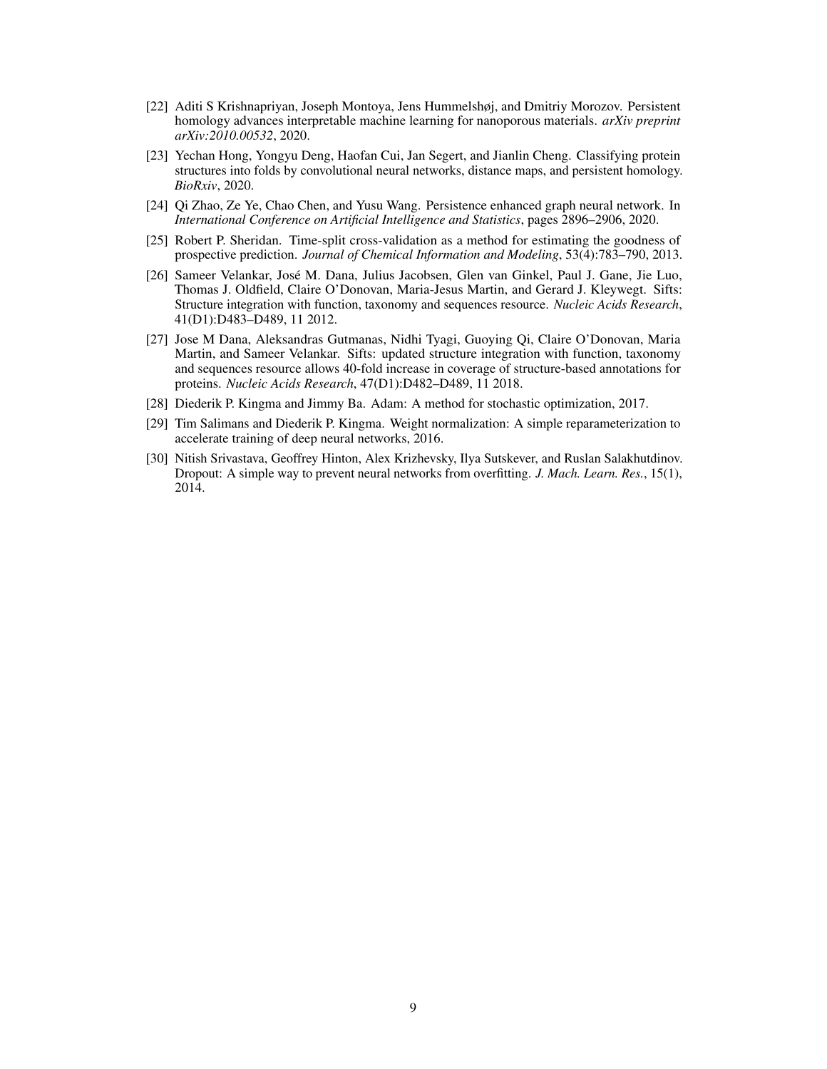[22] Aditi S Krishnapriyan, Joseph Montoya, Jens Hummelshøj, and Dmitriy Morozov. Persistent homology advances interpretable machine learning for nanoporous materials. *arXiv preprint arXiv:2010.00532*, 2020.

[23] Yechan Hong, Yongyu Deng, Haofan Cui, Jan Segert, and Jianlin Cheng. Classifying protein structures into folds by convolutional neural networks, distance maps, and persistent homology. *BioRxiv*, 2020.

[24] Qi Zhao, Ze Ye, Chao Chen, and Yusu Wang. Persistence enhanced graph neural network. In *International Conference on Artificial Intelligence and Statistics*, pages 2896–2906, 2020.

[25] Robert P. Sheridan. Time-split cross-validation as a method for estimating the goodness of prospective prediction. *Journal of Chemical Information and Modeling*, 53(4):783–790, 2013.

[26] Sameer Velankar, José M. Dana, Julius Jacobsen, Glen van Ginkel, Paul J. Gane, Jie Luo, Thomas J. Oldfield, Claire O'Donovan, Maria-Jesus Martin, and Gerard J. Kleywegt. Sifts: Structure integration with function, taxonomy and sequences resource. *Nucleic Acids Research*, 41(D1):D483–D489, 11 2012.

[27] Jose M Dana, Aleksandras Gutmanas, Nidhi Tyagi, Guoying Qi, Claire O'Donovan, Maria Martin, and Sameer Velankar. Sifts: updated structure integration with function, taxonomy and sequences resource allows 40-fold increase in coverage of structure-based annotations for proteins. *Nucleic Acids Research*, 47(D1):D482–D489, 11 2018.

[28] Diederik P. Kingma and Jimmy Ba. Adam: A method for stochastic optimization, 2017.

[29] Tim Salimans and Diederik P. Kingma. Weight normalization: A simple reparameterization to accelerate training of deep neural networks, 2016.

[30] Nitish Srivastava, Geoffrey Hinton, Alex Krizhevsky, Ilya Sutskever, and Ruslan Salakhutdinov. Dropout: A simple way to prevent neural networks from overfitting. *J. Mach. Learn. Res.*, 15(1), 2014.